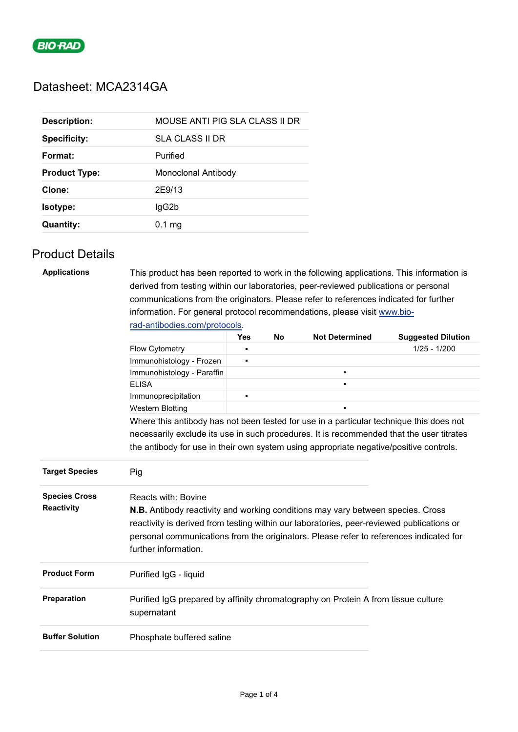BIO-RAD

# Datasheet: MCA2314GA

| | |
|---|---|
| **Description:** | MOUSE ANTI PIG SLA CLASS II DR |
| **Specificity:** | SLA CLASS II DR |
| **Format:** | Purified |
| **Product Type:** | Monoclonal Antibody |
| **Clone:** | 2E9/13 |
| **Isotype:** | IgG2b |
| **Quantity:** | 0.1 mg |

## Product Details

**Applications**

This product has been reported to work in the following applications. This information is derived from testing within our laboratories, peer-reviewed publications or personal communications from the originators. Please refer to references indicated for further information. For general protocol recommendations, please visit [www.bio-rad-antibodies.com/protocols](www.bio-rad-antibodies.com/protocols).

| | Yes | No | Not Determined | Suggested Dilution |
|---|---|---|---|---|
| Flow Cytometry | ▪ | | | 1/25 - 1/200 |
| Immunohistology - Frozen | ▪ | | | |
| Immunohistology - Paraffin | | | ▪ | |
| ELISA | | | ▪ | |
| Immunoprecipitation | ▪ | | | |
| Western Blotting | | | ▪ | |

Where this antibody has not been tested for use in a particular technique this does not necessarily exclude its use in such procedures. It is recommended that the user titrates the antibody for use in their own system using appropriate negative/positive controls.

**Target Species**

Pig

**Species Cross Reactivity**

Reacts with: Bovine

**N.B.** Antibody reactivity and working conditions may vary between species. Cross reactivity is derived from testing within our laboratories, peer-reviewed publications or personal communications from the originators. Please refer to references indicated for further information.

**Product Form**

Purified IgG - liquid

**Preparation**

Purified IgG prepared by affinity chromatography on Protein A from tissue culture supernatant

**Buffer Solution**

Phosphate buffered saline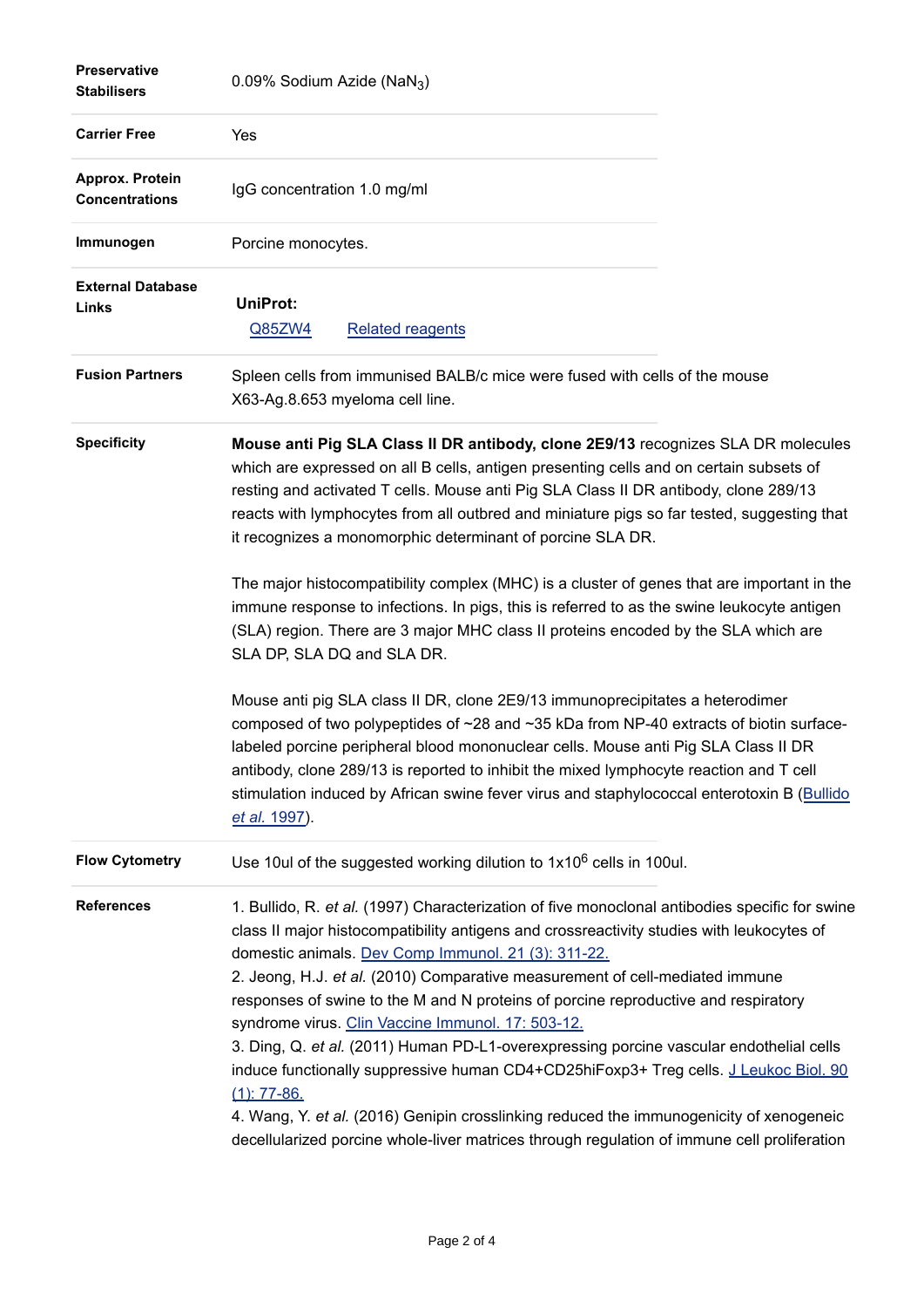| | |
|---|---|
| **Preservative Stabilisers** | 0.09% Sodium Azide ($NaN_3$) |
| **Carrier Free** | Yes |
| **Approx. Protein Concentrations** | IgG concentration 1.0 mg/ml |
| **Immunogen** | Porcine monocytes. |
| **External Database Links** | **UniProt:** Q85ZW4 Related reagents |
| **Fusion Partners** | Spleen cells from immunised BALB/c mice were fused with cells of the mouse X63-Ag.8.653 myeloma cell line. |

**Specificity**

**Mouse anti Pig SLA Class II DR antibody, clone 2E9/13** recognizes SLA DR molecules which are expressed on all B cells, antigen presenting cells and on certain subsets of resting and activated T cells. Mouse anti Pig SLA Class II DR antibody, clone 289/13 reacts with lymphocytes from all outbred and miniature pigs so far tested, suggesting that it recognizes a monomorphic determinant of porcine SLA DR.

The major histocompatibility complex (MHC) is a cluster of genes that are important in the immune response to infections. In pigs, this is referred to as the swine leukocyte antigen (SLA) region. There are 3 major MHC class II proteins encoded by the SLA which are SLA DP, SLA DQ and SLA DR.

Mouse anti pig SLA class II DR, clone 2E9/13 immunoprecipitates a heterodimer composed of two polypeptides of ~28 and ~35 kDa from NP-40 extracts of biotin surface-labeled porcine peripheral blood mononuclear cells. Mouse anti Pig SLA Class II DR antibody, clone 289/13 is reported to inhibit the mixed lymphocyte reaction and T cell stimulation induced by African swine fever virus and staphylococcal enterotoxin B (Bullido *et al.* 1997).

**Flow Cytometry**

Use 10ul of the suggested working dilution to $1x10^6$ cells in 100ul.

**References**

1. Bullido, R. *et al.* (1997) Characterization of five monoclonal antibodies specific for swine class II major histocompatibility antigens and crossreactivity studies with leukocytes of domestic animals. Dev Comp Immunol. 21 (3): 311-22.
2. Jeong, H.J. *et al.* (2010) Comparative measurement of cell-mediated immune responses of swine to the M and N proteins of porcine reproductive and respiratory syndrome virus. Clin Vaccine Immunol. 17: 503-12.
3. Ding, Q. *et al.* (2011) Human PD-L1-overexpressing porcine vascular endothelial cells induce functionally suppressive human CD4+CD25hiFoxp3+ Treg cells. J Leukoc Biol. 90 (1): 77-86.
4. Wang, Y. *et al.* (2016) Genipin crosslinking reduced the immunogenicity of xenogeneic decellularized porcine whole-liver matrices through regulation of immune cell proliferation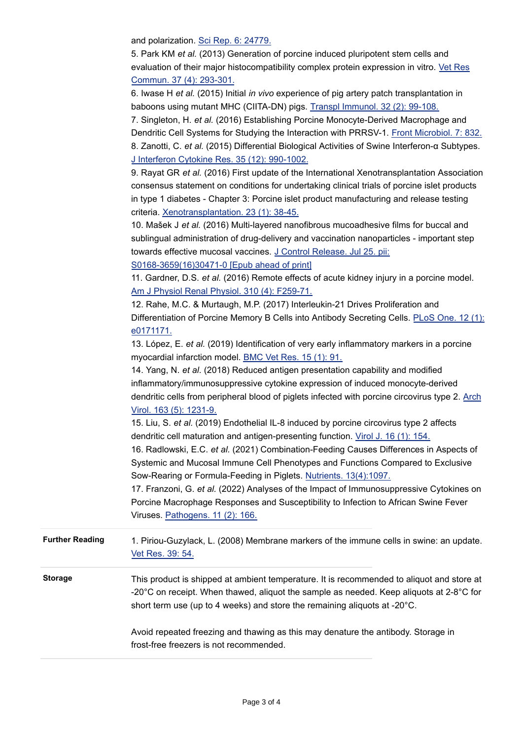and polarization. Sci Rep. 6: 24779.

5. Park KM *et al.* (2013) Generation of porcine induced pluripotent stem cells and evaluation of their major histocompatibility complex protein expression in vitro. Vet Res Commun. 37 (4): 293-301.

6. Iwase H *et al.* (2015) Initial *in vivo* experience of pig artery patch transplantation in baboons using mutant MHC (CIITA-DN) pigs. Transpl Immunol. 32 (2): 99-108.

7. Singleton, H. *et al.* (2016) Establishing Porcine Monocyte-Derived Macrophage and Dendritic Cell Systems for Studying the Interaction with PRRSV-1. Front Microbiol. 7: 832.

8. Zanotti, C. *et al.* (2015) Differential Biological Activities of Swine Interferon-α Subtypes. J Interferon Cytokine Res. 35 (12): 990-1002.

9. Rayat GR *et al.* (2016) First update of the International Xenotransplantation Association consensus statement on conditions for undertaking clinical trials of porcine islet products in type 1 diabetes - Chapter 3: Porcine islet product manufacturing and release testing criteria. Xenotransplantation. 23 (1): 38-45.

10. Mašek J *et al.* (2016) Multi-layered nanofibrous mucoadhesive films for buccal and sublingual administration of drug-delivery and vaccination nanoparticles - important step towards effective mucosal vaccines. J Control Release. Jul 25. pii: S0168-3659(16)30471-0 [Epub ahead of print]

11. Gardner, D.S. *et al.* (2016) Remote effects of acute kidney injury in a porcine model. Am J Physiol Renal Physiol. 310 (4): F259-71.

12. Rahe, M.C. & Murtaugh, M.P. (2017) Interleukin-21 Drives Proliferation and Differentiation of Porcine Memory B Cells into Antibody Secreting Cells. PLoS One. 12 (1): e0171171.

13. López, E. *et al.* (2019) Identification of very early inflammatory markers in a porcine myocardial infarction model. BMC Vet Res. 15 (1): 91.

14. Yang, N. *et al.* (2018) Reduced antigen presentation capability and modified inflammatory/immunosuppressive cytokine expression of induced monocyte-derived dendritic cells from peripheral blood of piglets infected with porcine circovirus type 2. Arch Virol. 163 (5): 1231-9.

15. Liu, S. *et al.* (2019) Endothelial IL-8 induced by porcine circovirus type 2 affects dendritic cell maturation and antigen-presenting function. Virol J. 16 (1): 154.

16. Radlowski, E.C. *et al.* (2021) Combination-Feeding Causes Differences in Aspects of Systemic and Mucosal Immune Cell Phenotypes and Functions Compared to Exclusive Sow-Rearing or Formula-Feeding in Piglets. Nutrients. 13(4):1097.

17. Franzoni, G. *et al.* (2022) Analyses of the Impact of Immunosuppressive Cytokines on Porcine Macrophage Responses and Susceptibility to Infection to African Swine Fever Viruses. Pathogens. 11 (2): 166.

**Further Reading**

1. Piriou-Guzylack, L. (2008) Membrane markers of the immune cells in swine: an update. Vet Res. 39: 54.

**Storage**

This product is shipped at ambient temperature. It is recommended to aliquot and store at -20°C on receipt. When thawed, aliquot the sample as needed. Keep aliquots at 2-8°C for short term use (up to 4 weeks) and store the remaining aliquots at -20°C.

Avoid repeated freezing and thawing as this may denature the antibody. Storage in frost-free freezers is not recommended.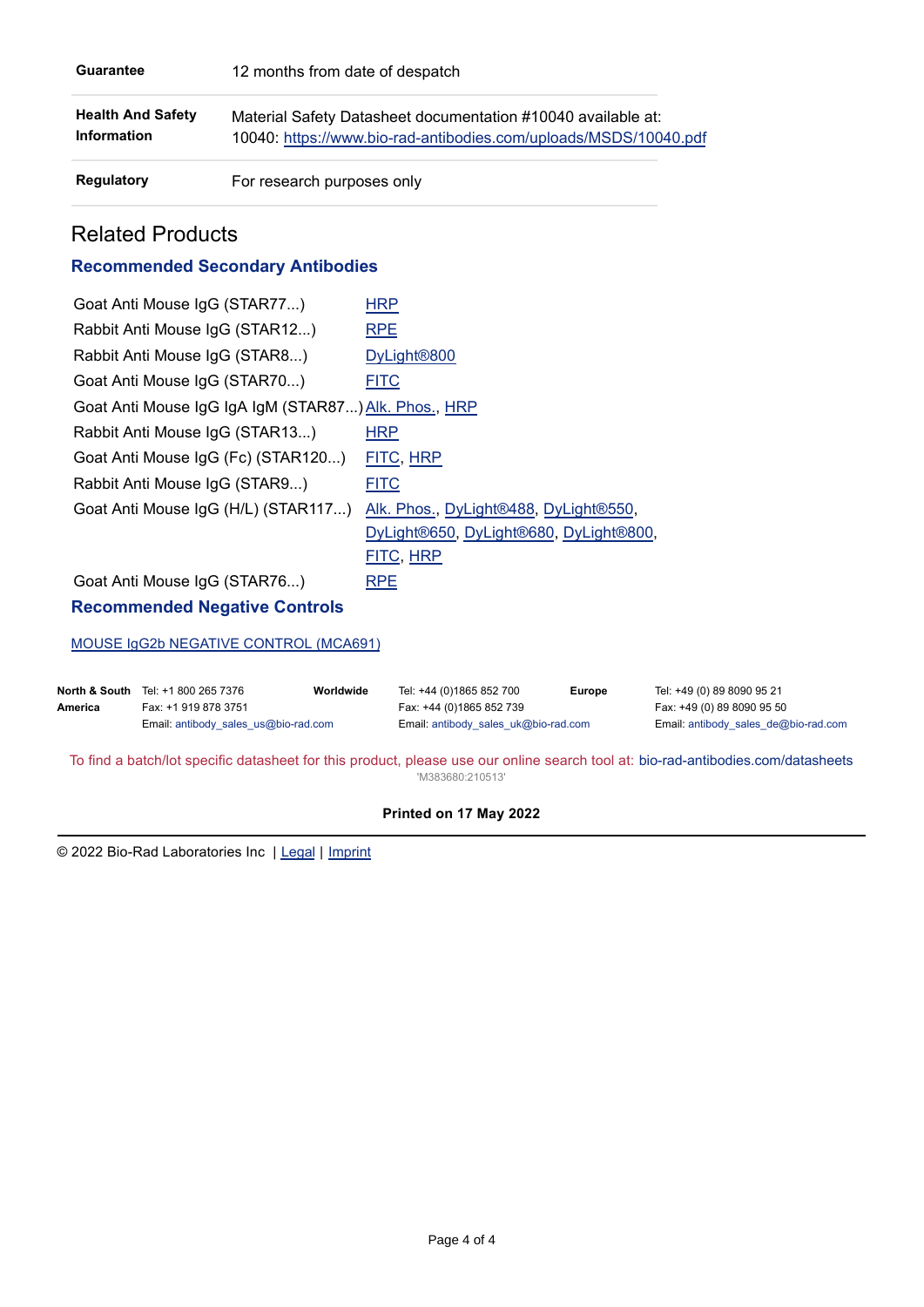| | |
|---|---|
| **Guarantee** | 12 months from date of despatch |
| **Health And Safety Information** | Material Safety Datasheet documentation #10040 available at: 10040: https://www.bio-rad-antibodies.com/uploads/MSDS/10040.pdf |
| **Regulatory** | For research purposes only |

## Related Products

### Recommended Secondary Antibodies

| | |
|---|---|
| Goat Anti Mouse IgG (STAR77...) | HRP |
| Rabbit Anti Mouse IgG (STAR12...) | RPE |
| Rabbit Anti Mouse IgG (STAR8...) | DyLight®800 |
| Goat Anti Mouse IgG (STAR70...) | FITC |
| Goat Anti Mouse IgG IgA IgM (STAR87...) | Alk. Phos., HRP |
| Rabbit Anti Mouse IgG (STAR13...) | HRP |
| Goat Anti Mouse IgG (Fc) (STAR120...) | FITC, HRP |
| Rabbit Anti Mouse IgG (STAR9...) | FITC |
| Goat Anti Mouse IgG (H/L) (STAR117...) | Alk. Phos., DyLight®488, DyLight®550, DyLight®650, DyLight®680, DyLight®800, FITC, HRP |
| Goat Anti Mouse IgG (STAR76...) | RPE |

### Recommended Negative Controls

MOUSE IgG2b NEGATIVE CONTROL (MCA691)

| | | | | | |
|---|---|---|---|---|---|
| **North & South America** | Tel: +1 800 265 7376<br>Fax: +1 919 878 3751<br>Email: antibody_sales_us@bio-rad.com | **Worldwide** | Tel: +44 (0)1865 852 700<br>Fax: +44 (0)1865 852 739<br>Email: antibody_sales_uk@bio-rad.com | **Europe** | Tel: +49 (0) 89 8090 95 21<br>Fax: +49 (0) 89 8090 95 50<br>Email: antibody_sales_de@bio-rad.com |

To find a batch/lot specific datasheet for this product, please use our online search tool at: bio-rad-antibodies.com/datasheets

'M383680:210513'

**Printed on 17 May 2022**

© 2022 Bio-Rad Laboratories Inc | Legal | Imprint